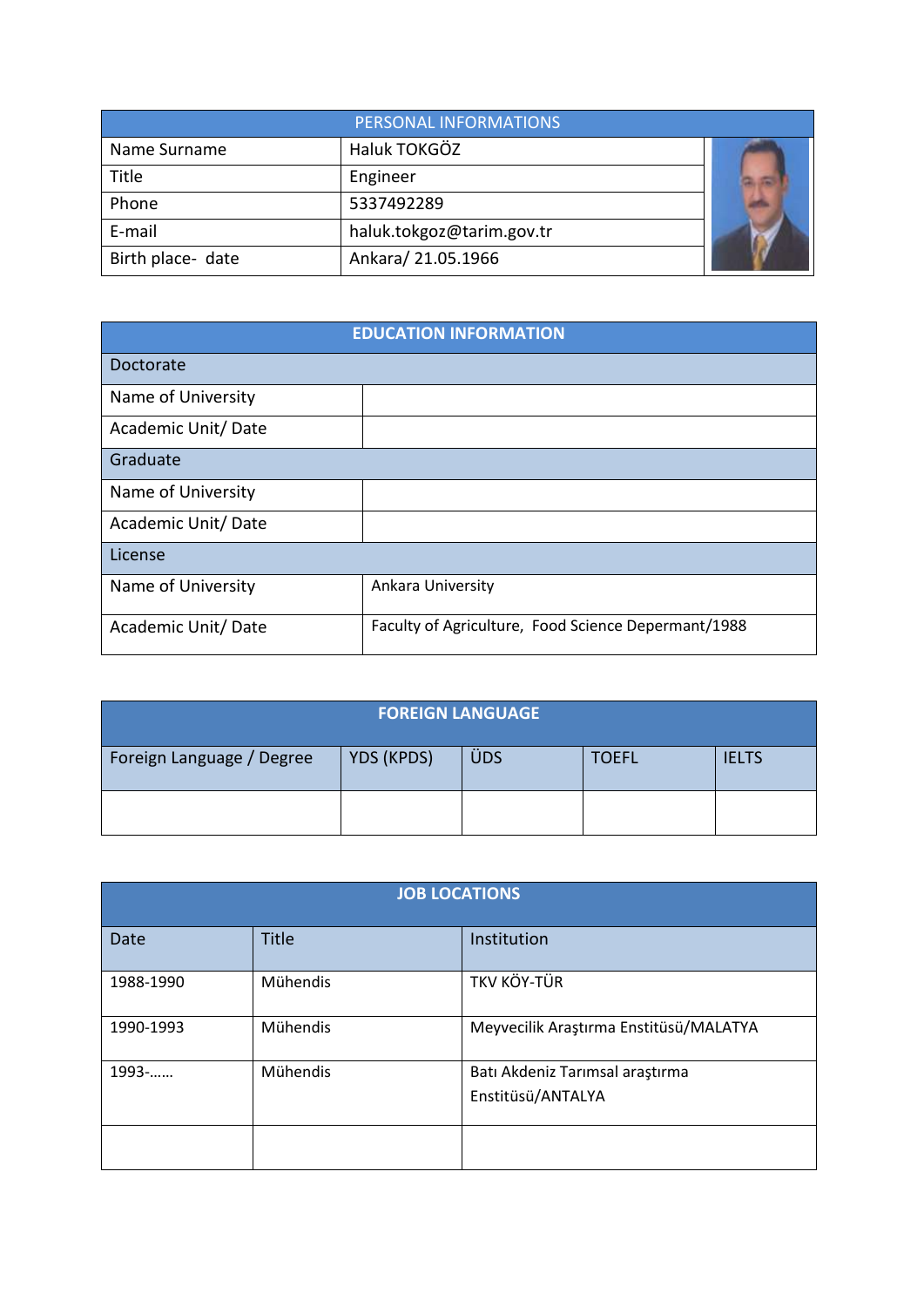| PERSONAL INFORMATIONS | |
|---|---|
| Name Surname | Haluk TOKGÖZ |
| Title | Engineer |
| Phone | 5337492289 |
| E-mail | haluk.tokgoz@tarim.gov.tr |
| Birth place- date | Ankara/ 21.05.1966 |

| EDUCATION INFORMATION | |
|---|---|
| Doctorate | |
| Name of University | |
| Academic Unit/ Date | |
| Graduate | |
| Name of University | |
| Academic Unit/ Date | |
| License | |
| Name of University | Ankara University |
| Academic Unit/ Date | Faculty of Agriculture, Food Science Depermant/1988 |

| FOREIGN LANGUAGE | | | | |
|---|---|---|---|---|
| Foreign Language / Degree | YDS (KPDS) | ÜDS | TOEFL | IELTS |
| | | | | |

| JOB LOCATIONS | | |
|---|---|---|
| Date | Title | Institution |
| 1988-1990 | Mühendis | TKV KÖY-TÜR |
| 1990-1993 | Mühendis | Meyvecilik Araştırma Enstitüsü/MALATYA |
| 1993-…… | Mühendis | Batı Akdeniz Tarımsal araştırma Enstitüsü/ANTALYA |
| | | |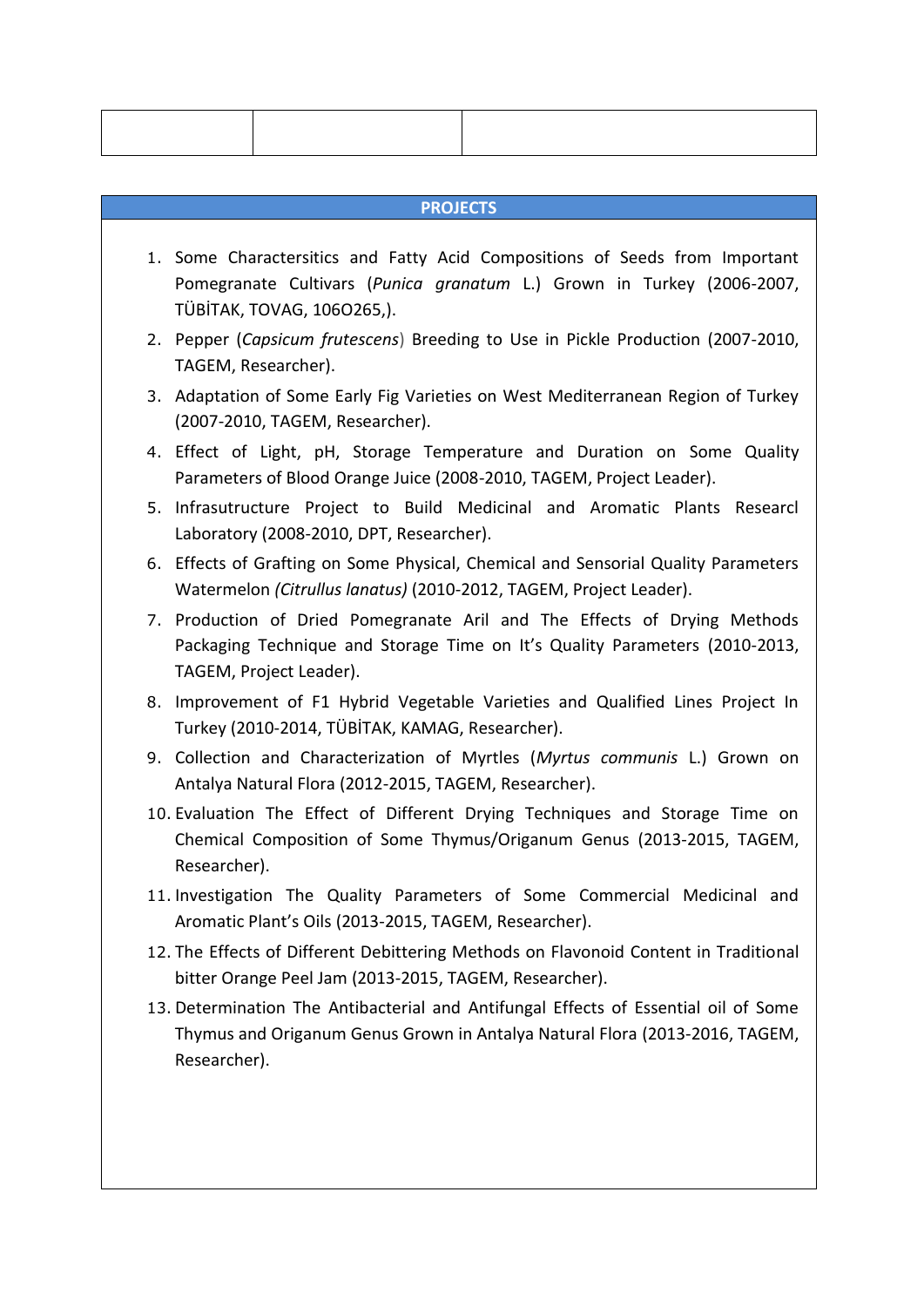| | | |
|---|---|---|
| | | |

## PROJECTS

1. Some Characteristics and Fatty Acid Compositions of Seeds from Important Pomegranate Cultivars (*Punica granatum* L.) Grown in Turkey (2006-2007, TÜBİTAK, TOVAG, 106O265,).
2. Pepper (*Capsicum frutescens*) Breeding to Use in Pickle Production (2007-2010, TAGEM, Researcher).
3. Adaptation of Some Early Fig Varieties on West Mediterranean Region of Turkey (2007-2010, TAGEM, Researcher).
4. Effect of Light, pH, Storage Temperature and Duration on Some Quality Parameters of Blood Orange Juice (2008-2010, TAGEM, Project Leader).
5. Infrasutructure Project to Build Medicinal and Aromatic Plants Researcl Laboratory (2008-2010, DPT, Researcher).
6. Effects of Grafting on Some Physical, Chemical and Sensorial Quality Parameters Watermelon *(Citrullus lanatus)* (2010-2012, TAGEM, Project Leader).
7. Production of Dried Pomegranate Aril and The Effects of Drying Methods Packaging Technique and Storage Time on It's Quality Parameters (2010-2013, TAGEM, Project Leader).
8. Improvement of F1 Hybrid Vegetable Varieties and Qualified Lines Project In Turkey (2010-2014, TÜBİTAK, KAMAG, Researcher).
9. Collection and Characterization of Myrtles (*Myrtus communis* L.) Grown on Antalya Natural Flora (2012-2015, TAGEM, Researcher).
10. Evaluation The Effect of Different Drying Techniques and Storage Time on Chemical Composition of Some Thymus/Origanum Genus (2013-2015, TAGEM, Researcher).
11. Investigation The Quality Parameters of Some Commercial Medicinal and Aromatic Plant's Oils (2013-2015, TAGEM, Researcher).
12. The Effects of Different Debittering Methods on Flavonoid Content in Traditional bitter Orange Peel Jam (2013-2015, TAGEM, Researcher).
13. Determination The Antibacterial and Antifungal Effects of Essential oil of Some Thymus and Origanum Genus Grown in Antalya Natural Flora (2013-2016, TAGEM, Researcher).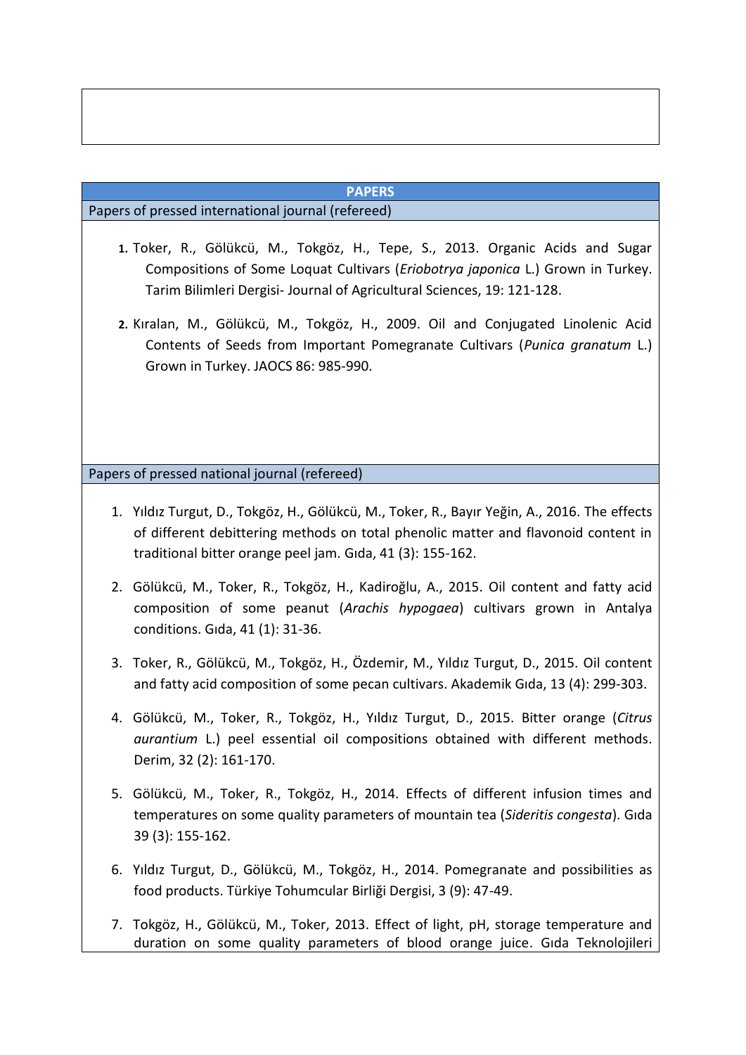## PAPERS

### Papers of pressed international journal (refereed)

1. Toker, R., Gölükcü, M., Tokgöz, H., Tepe, S., 2013. Organic Acids and Sugar Compositions of Some Loquat Cultivars (*Eriobotrya japonica* L.) Grown in Turkey. Tarim Bilimleri Dergisi- Journal of Agricultural Sciences, 19: 121-128.
2. Kıralan, M., Gölükcü, M., Tokgöz, H., 2009. Oil and Conjugated Linolenic Acid Contents of Seeds from Important Pomegranate Cultivars (*Punica granatum* L.) Grown in Turkey. JAOCS 86: 985-990.

### Papers of pressed national journal (refereed)

1. Yıldız Turgut, D., Tokgöz, H., Gölükcü, M., Toker, R., Bayır Yeğin, A., 2016. The effects of different debittering methods on total phenolic matter and flavonoid content in traditional bitter orange peel jam. Gıda, 41 (3): 155-162.
2. Gölükcü, M., Toker, R., Tokgöz, H., Kadiroğlu, A., 2015. Oil content and fatty acid composition of some peanut (*Arachis hypogaea*) cultivars grown in Antalya conditions. Gıda, 41 (1): 31-36.
3. Toker, R., Gölükcü, M., Tokgöz, H., Özdemir, M., Yıldız Turgut, D., 2015. Oil content and fatty acid composition of some pecan cultivars. Akademik Gıda, 13 (4): 299-303.
4. Gölükcü, M., Toker, R., Tokgöz, H., Yıldız Turgut, D., 2015. Bitter orange (*Citrus aurantium* L.) peel essential oil compositions obtained with different methods. Derim, 32 (2): 161-170.
5. Gölükcü, M., Toker, R., Tokgöz, H., 2014. Effects of different infusion times and temperatures on some quality parameters of mountain tea (*Sideritis congesta*). Gıda 39 (3): 155-162.
6. Yıldız Turgut, D., Gölükcü, M., Tokgöz, H., 2014. Pomegranate and possibilities as food products. Türkiye Tohumcular Birliği Dergisi, 3 (9): 47-49.
7. Tokgöz, H., Gölükcü, M., Toker, 2013. Effect of light, pH, storage temperature and duration on some quality parameters of blood orange juice. Gıda Teknolojileri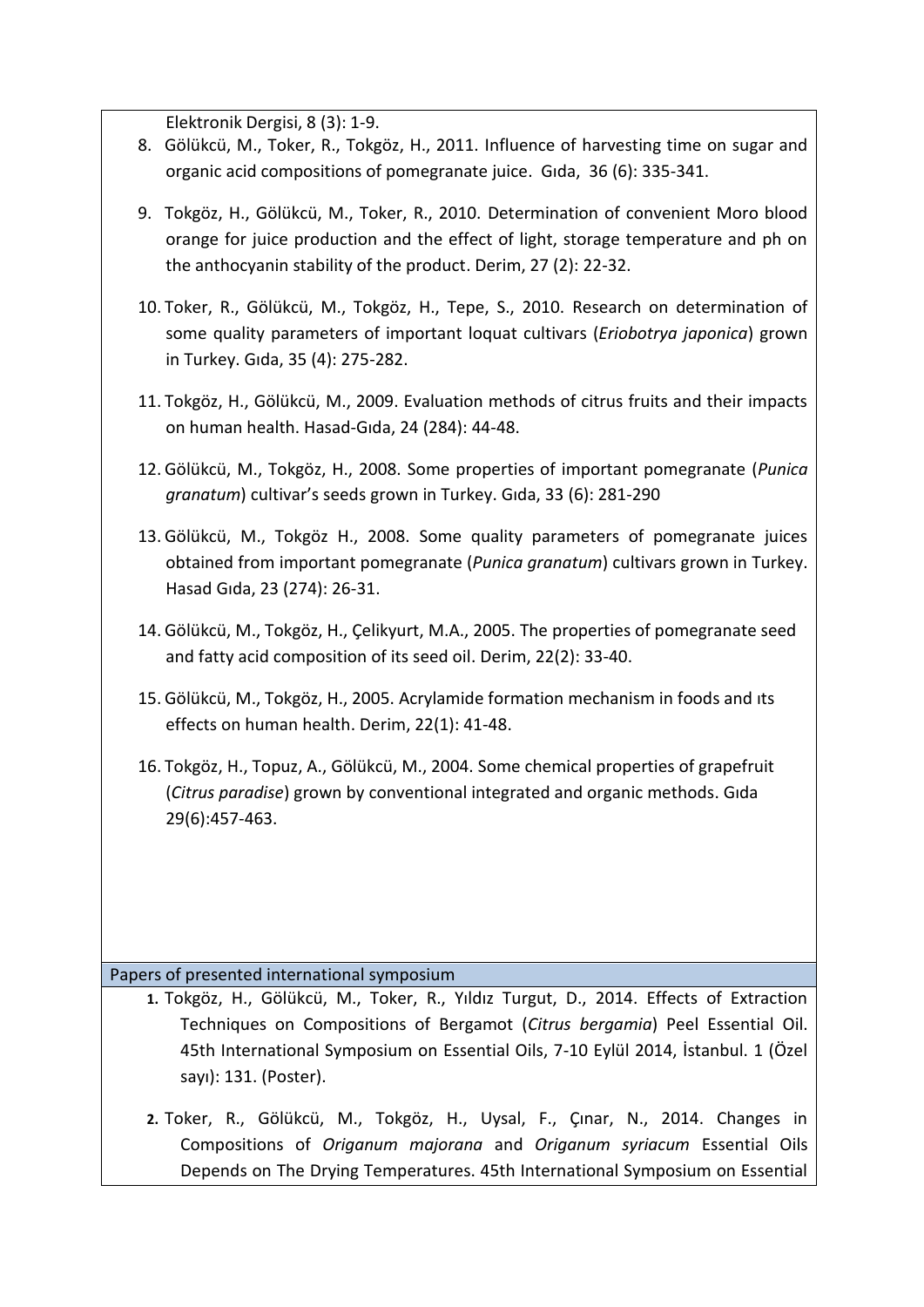Elektronik Dergisi, 8 (3): 1-9.

8. Gölükcü, M., Toker, R., Tokgöz, H., 2011. Influence of harvesting time on sugar and organic acid compositions of pomegranate juice. Gıda, 36 (6): 335-341.

9. Tokgöz, H., Gölükcü, M., Toker, R., 2010. Determination of convenient Moro blood orange for juice production and the effect of light, storage temperature and ph on the anthocyanin stability of the product. Derim, 27 (2): 22-32.

10. Toker, R., Gölükcü, M., Tokgöz, H., Tepe, S., 2010. Research on determination of some quality parameters of important loquat cultivars (*Eriobotrya japonica*) grown in Turkey. Gıda, 35 (4): 275-282.

11. Tokgöz, H., Gölükcü, M., 2009. Evaluation methods of citrus fruits and their impacts on human health. Hasad-Gıda, 24 (284): 44-48.

12. Gölükcü, M., Tokgöz, H., 2008. Some properties of important pomegranate (*Punica granatum*) cultivar's seeds grown in Turkey. Gıda, 33 (6): 281-290

13. Gölükcü, M., Tokgöz H., 2008. Some quality parameters of pomegranate juices obtained from important pomegranate (*Punica granatum*) cultivars grown in Turkey. Hasad Gıda, 23 (274): 26-31.

14. Gölükcü, M., Tokgöz, H., Çelikyurt, M.A., 2005. The properties of pomegranate seed and fatty acid composition of its seed oil. Derim, 22(2): 33-40.

15. Gölükcü, M., Tokgöz, H., 2005. Acrylamide formation mechanism in foods and ıts effects on human health. Derim, 22(1): 41-48.

16. Tokgöz, H., Topuz, A., Gölükcü, M., 2004. Some chemical properties of grapefruit (*Citrus paradise*) grown by conventional integrated and organic methods. Gıda 29(6):457-463.

## Papers of presented international symposium

1. Tokgöz, H., Gölükcü, M., Toker, R., Yıldız Turgut, D., 2014. Effects of Extraction Techniques on Compositions of Bergamot (*Citrus bergamia*) Peel Essential Oil. 45th International Symposium on Essential Oils, 7-10 Eylül 2014, İstanbul. 1 (Özel sayı): 131. (Poster).

2. Toker, R., Gölükcü, M., Tokgöz, H., Uysal, F., Çınar, N., 2014. Changes in Compositions of *Origanum majorana* and *Origanum syriacum* Essential Oils Depends on The Drying Temperatures. 45th International Symposium on Essential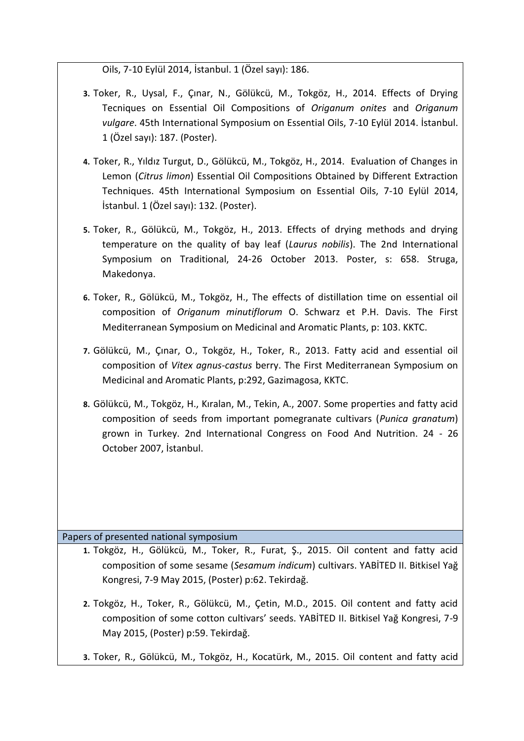Oils, 7-10 Eylül 2014, İstanbul. 1 (Özel sayı): 186.

3. Toker, R., Uysal, F., Çınar, N., Gölükcü, M., Tokgöz, H., 2014. Effects of Drying Tecniques on Essential Oil Compositions of *Origanum onites* and *Origanum vulgare*. 45th International Symposium on Essential Oils, 7-10 Eylül 2014. İstanbul. 1 (Özel sayı): 187. (Poster).

4. Toker, R., Yıldız Turgut, D., Gölükcü, M., Tokgöz, H., 2014. Evaluation of Changes in Lemon (*Citrus limon*) Essential Oil Compositions Obtained by Different Extraction Techniques. 45th International Symposium on Essential Oils, 7-10 Eylül 2014, İstanbul. 1 (Özel sayı): 132. (Poster).

5. Toker, R., Gölükcü, M., Tokgöz, H., 2013. Effects of drying methods and drying temperature on the quality of bay leaf (*Laurus nobilis*). The 2nd International Symposium on Traditional, 24-26 October 2013. Poster, s: 658. Struga, Makedonya.

6. Toker, R., Gölükcü, M., Tokgöz, H., The effects of distillation time on essential oil composition of *Origanum minutiflorum* O. Schwarz et P.H. Davis. The First Mediterranean Symposium on Medicinal and Aromatic Plants, p: 103. KKTC.

7. Gölükcü, M., Çınar, O., Tokgöz, H., Toker, R., 2013. Fatty acid and essential oil composition of *Vitex agnus-castus* berry. The First Mediterranean Symposium on Medicinal and Aromatic Plants, p:292, Gazimagosa, KKTC.

8. Gölükcü, M., Tokgöz, H., Kıralan, M., Tekin, A., 2007. Some properties and fatty acid composition of seeds from important pomegranate cultivars (*Punica granatum*) grown in Turkey. 2nd International Congress on Food And Nutrition. 24 - 26 October 2007, İstanbul.

## Papers of presented national symposium

1. Tokgöz, H., Gölükcü, M., Toker, R., Furat, Ş., 2015. Oil content and fatty acid composition of some sesame (*Sesamum indicum*) cultivars. YABİTED II. Bitkisel Yağ Kongresi, 7-9 May 2015, (Poster) p:62. Tekirdağ.

2. Tokgöz, H., Toker, R., Gölükcü, M., Çetin, M.D., 2015. Oil content and fatty acid composition of some cotton cultivars' seeds. YABİTED II. Bitkisel Yağ Kongresi, 7-9 May 2015, (Poster) p:59. Tekirdağ.

3. Toker, R., Gölükcü, M., Tokgöz, H., Kocatürk, M., 2015. Oil content and fatty acid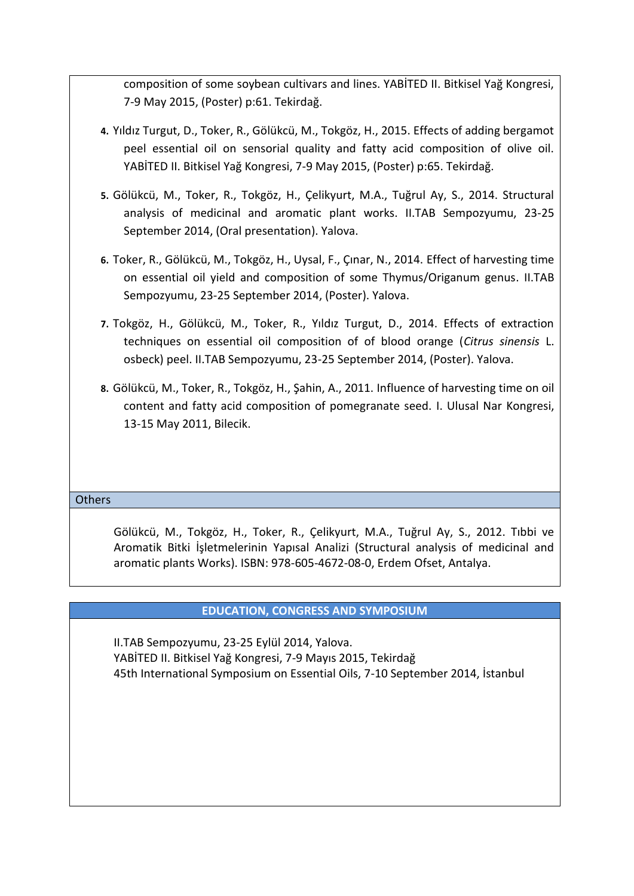composition of some soybean cultivars and lines. YABİTED II. Bitkisel Yağ Kongresi, 7-9 May 2015, (Poster) p:61. Tekirdağ.

4. Yıldız Turgut, D., Toker, R., Gölükcü, M., Tokgöz, H., 2015. Effects of adding bergamot peel essential oil on sensorial quality and fatty acid composition of olive oil. YABİTED II. Bitkisel Yağ Kongresi, 7-9 May 2015, (Poster) p:65. Tekirdağ.

5. Gölükcü, M., Toker, R., Tokgöz, H., Çelikyurt, M.A., Tuğrul Ay, S., 2014. Structural analysis of medicinal and aromatic plant works. II.TAB Sempozyumu, 23-25 September 2014, (Oral presentation). Yalova.

6. Toker, R., Gölükcü, M., Tokgöz, H., Uysal, F., Çınar, N., 2014. Effect of harvesting time on essential oil yield and composition of some Thymus/Origanum genus. II.TAB Sempozyumu, 23-25 September 2014, (Poster). Yalova.

7. Tokgöz, H., Gölükcü, M., Toker, R., Yıldız Turgut, D., 2014. Effects of extraction techniques on essential oil composition of of blood orange (*Citrus sinensis* L. osbeck) peel. II.TAB Sempozyumu, 23-25 September 2014, (Poster). Yalova.

8. Gölükcü, M., Toker, R., Tokgöz, H., Şahin, A., 2011. Influence of harvesting time on oil content and fatty acid composition of pomegranate seed. I. Ulusal Nar Kongresi, 13-15 May 2011, Bilecik.

## Others

Gölükcü, M., Tokgöz, H., Toker, R., Çelikyurt, M.A., Tuğrul Ay, S., 2012. Tıbbi ve Aromatik Bitki İşletmelerinin Yapısal Analizi (Structural analysis of medicinal and aromatic plants Works). ISBN: 978-605-4672-08-0, Erdem Ofset, Antalya.

## EDUCATION, CONGRESS AND SYMPOSIUM

II.TAB Sempozyumu, 23-25 Eylül 2014, Yalova.
YABİTED II. Bitkisel Yağ Kongresi, 7-9 Mayıs 2015, Tekirdağ
45th International Symposium on Essential Oils, 7-10 September 2014, İstanbul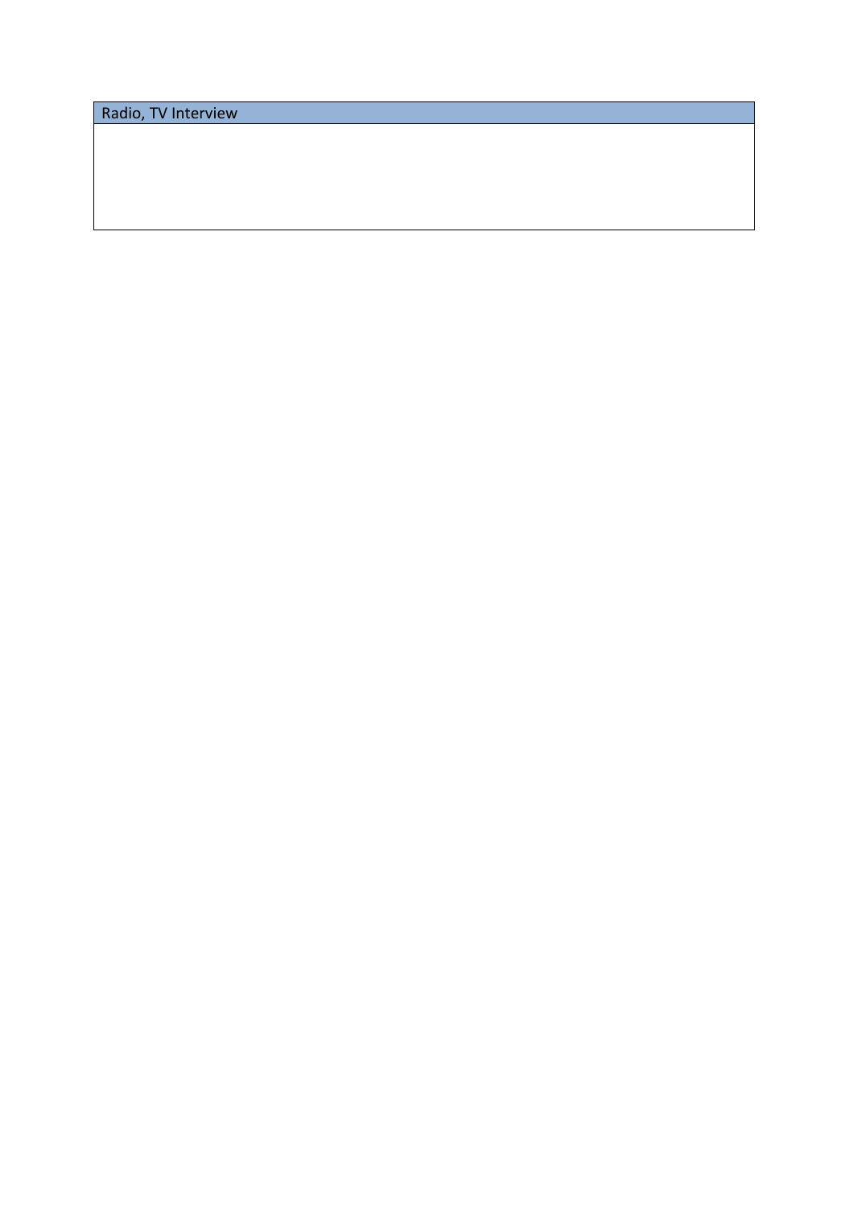| Radio, TV Interview |
| --- |
| |